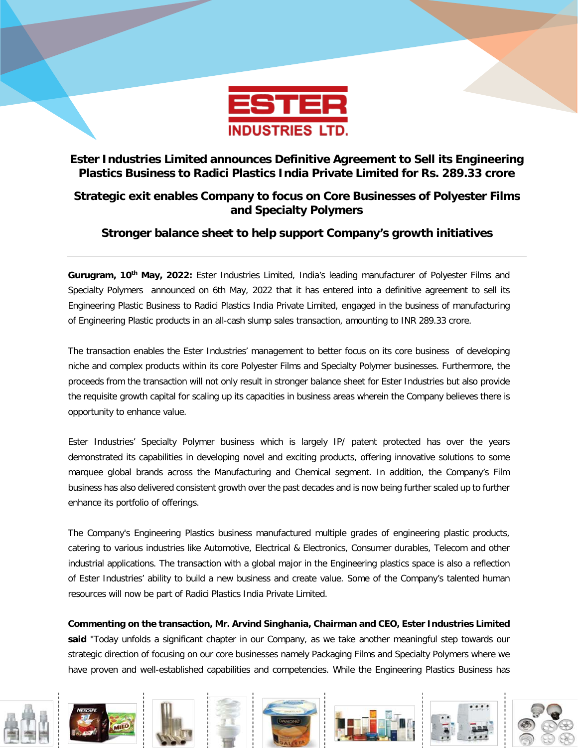# Ester Industries Limited announces Definitive Agreement to Sell its Engineering Plastics Business to Radici Plastics India Private Limited for Rs. 289.33 crore

## Strategic exit enables Company to focus on Core Businesses of Polyester Films and Specialty Polymers

## Stronger balance sheet to help support Company's growth initiatives

---

**Gurugram, 10th May, 2022:** Ester Industries Limited, India's leading manufacturer of Polyester Films and Specialty Polymers announced on 6th May, 2022 that it has entered into a definitive agreement to sell its Engineering Plastic Business to Radici Plastics India Private Limited, engaged in the business of manufacturing of Engineering Plastic products in an all-cash slump sales transaction, amounting to INR 289.33 crore.

The transaction enables the Ester Industries' management to better focus on its core business of developing niche and complex products within its core Polyester Films and Specialty Polymer businesses. Furthermore, the proceeds from the transaction will not only result in stronger balance sheet for Ester Industries but also provide the requisite growth capital for scaling up its capacities in business areas wherein the Company believes there is opportunity to enhance value.

Ester Industries' Specialty Polymer business which is largely IP/ patent protected has over the years demonstrated its capabilities in developing novel and exciting products, offering innovative solutions to some marquee global brands across the Manufacturing and Chemical segment. In addition, the Company's Film business has also delivered consistent growth over the past decades and is now being further scaled up to further enhance its portfolio of offerings.

The Company's Engineering Plastics business manufactured multiple grades of engineering plastic products, catering to various industries like Automotive, Electrical & Electronics, Consumer durables, Telecom and other industrial applications. The transaction with a global major in the Engineering plastics space is also a reflection of Ester Industries' ability to build a new business and create value. Some of the Company's talented human resources will now be part of Radici Plastics India Private Limited.

**Commenting on the transaction, Mr. Arvind Singhania, Chairman and CEO, Ester Industries Limited said** "Today unfolds a significant chapter in our Company, as we take another meaningful step towards our strategic direction of focusing on our core businesses namely Packaging Films and Specialty Polymers where we have proven and well-established capabilities and competencies. While the Engineering Plastics Business has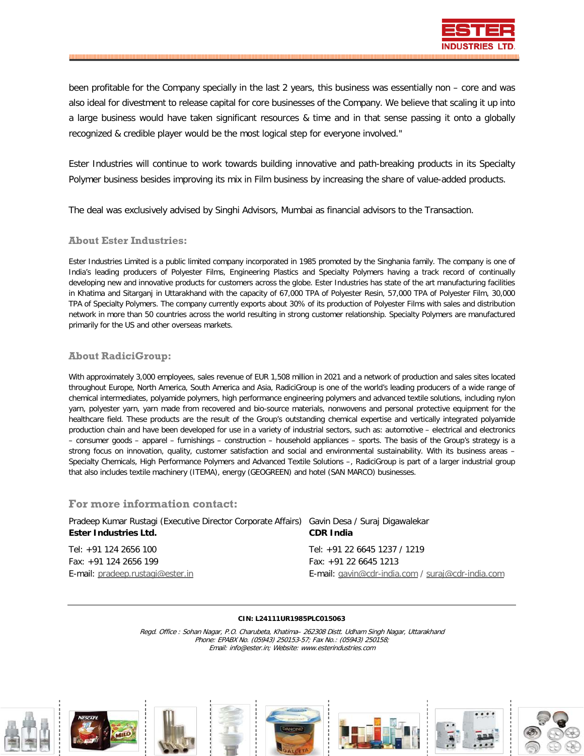been profitable for the Company specially in the last 2 years, this business was essentially non – core and was also ideal for divestment to release capital for core businesses of the Company. We believe that scaling it up into a large business would have taken significant resources & time and in that sense passing it onto a globally recognized & credible player would be the most logical step for everyone involved."

Ester Industries will continue to work towards building innovative and path-breaking products in its Specialty Polymer business besides improving its mix in Film business by increasing the share of value-added products.

The deal was exclusively advised by Singhi Advisors, Mumbai as financial advisors to the Transaction.

## About Ester Industries:

Ester Industries Limited is a public limited company incorporated in 1985 promoted by the Singhania family. The company is one of India's leading producers of Polyester Films, Engineering Plastics and Specialty Polymers having a track record of continually developing new and innovative products for customers across the globe. Ester Industries has state of the art manufacturing facilities in Khatima and Sitarganj in Uttarakhand with the capacity of 67,000 TPA of Polyester Resin, 57,000 TPA of Polyester Film, 30,000 TPA of Specialty Polymers. The company currently exports about 30% of its production of Polyester Films with sales and distribution network in more than 50 countries across the world resulting in strong customer relationship. Specialty Polymers are manufactured primarily for the US and other overseas markets.

## About RadiciGroup:

With approximately 3,000 employees, sales revenue of EUR 1,508 million in 2021 and a network of production and sales sites located throughout Europe, North America, South America and Asia, RadiciGroup is one of the world's leading producers of a wide range of chemical intermediates, polyamide polymers, high performance engineering polymers and advanced textile solutions, including nylon yarn, polyester yarn, yarn made from recovered and bio-source materials, nonwovens and personal protective equipment for the healthcare field. These products are the result of the Group's outstanding chemical expertise and vertically integrated polyamide production chain and have been developed for use in a variety of industrial sectors, such as: automotive – electrical and electronics – consumer goods – apparel – furnishings – construction – household appliances – sports. The basis of the Group's strategy is a strong focus on innovation, quality, customer satisfaction and social and environmental sustainability. With its business areas – Specialty Chemicals, High Performance Polymers and Advanced Textile Solutions –, RadiciGroup is part of a larger industrial group that also includes textile machinery (ITEMA), energy (GEOGREEN) and hotel (SAN MARCO) businesses.

## For more information contact:

Pradeep Kumar Rustagi (Executive Director Corporate Affairs)
**Ester Industries Ltd.**

Tel: +91 124 2656 100
Fax: +91 124 2656 199
E-mail: pradeep.rustagi@ester.in

Gavin Desa / Suraj Digawalekar
**CDR India**

Tel: +91 22 6645 1237 / 1219
Fax: +91 22 6645 1213
E-mail: gavin@cdr-india.com / suraj@cdr-india.com

**CIN: L24111UR1985PLC015063**

*Regd. Office : Sohan Nagar, P.O. Charubeta, Khatima– 262308 Distt. Udham Singh Nagar, Uttarakhand*
*Phone: EPABX No. (05943) 250153-57; Fax No.: (05943) 250158;*
*Email: info@ester.in; Website: www.esterindustries.com*